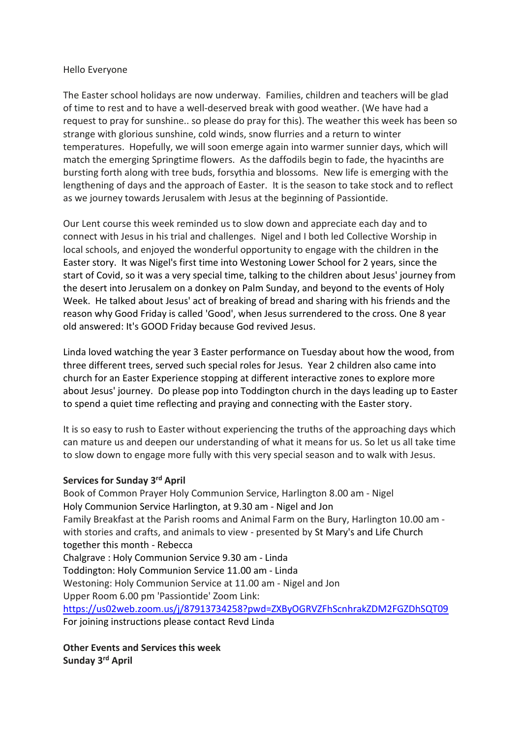Hello Everyone

The Easter school holidays are now underway. Families, children and teachers will be glad of time to rest and to have a well-deserved break with good weather. (We have had a request to pray for sunshine.. so please do pray for this). The weather this week has been so strange with glorious sunshine, cold winds, snow flurries and a return to winter temperatures. Hopefully, we will soon emerge again into warmer sunnier days, which will match the emerging Springtime flowers. As the daffodils begin to fade, the hyacinths are bursting forth along with tree buds, forsythia and blossoms. New life is emerging with the lengthening of days and the approach of Easter. It is the season to take stock and to reflect as we journey towards Jerusalem with Jesus at the beginning of Passiontide.

Our Lent course this week reminded us to slow down and appreciate each day and to connect with Jesus in his trial and challenges. Nigel and I both led Collective Worship in local schools, and enjoyed the wonderful opportunity to engage with the children in the Easter story. It was Nigel's first time into Westoning Lower School for 2 years, since the start of Covid, so it was a very special time, talking to the children about Jesus' journey from the desert into Jerusalem on a donkey on Palm Sunday, and beyond to the events of Holy Week. He talked about Jesus' act of breaking of bread and sharing with his friends and the reason why Good Friday is called 'Good', when Jesus surrendered to the cross. One 8 year old answered: It's GOOD Friday because God revived Jesus.

Linda loved watching the year 3 Easter performance on Tuesday about how the wood, from three different trees, served such special roles for Jesus. Year 2 children also came into church for an Easter Experience stopping at different interactive zones to explore more about Jesus' journey. Do please pop into Toddington church in the days leading up to Easter to spend a quiet time reflecting and praying and connecting with the Easter story.

It is so easy to rush to Easter without experiencing the truths of the approaching days which can mature us and deepen our understanding of what it means for us. So let us all take time to slow down to engage more fully with this very special season and to walk with Jesus.

**Services for Sunday 3rd April**

Book of Common Prayer Holy Communion Service, Harlington 8.00 am - Nigel
Holy Communion Service Harlington, at 9.30 am - Nigel and Jon
Family Breakfast at the Parish rooms and Animal Farm on the Bury, Harlington 10.00 am - with stories and crafts, and animals to view - presented by St Mary's and Life Church together this month - Rebecca
Chalgrave : Holy Communion Service 9.30 am - Linda
Toddington: Holy Communion Service 11.00 am - Linda
Westoning: Holy Communion Service at 11.00 am - Nigel and Jon
Upper Room 6.00 pm 'Passiontide' Zoom Link:
https://us02web.zoom.us/j/87913734258?pwd=ZXByOGRVZFhScnhrakZDM2FGZDhSQT09
For joining instructions please contact Revd Linda

**Other Events and Services this week**
**Sunday 3rd April**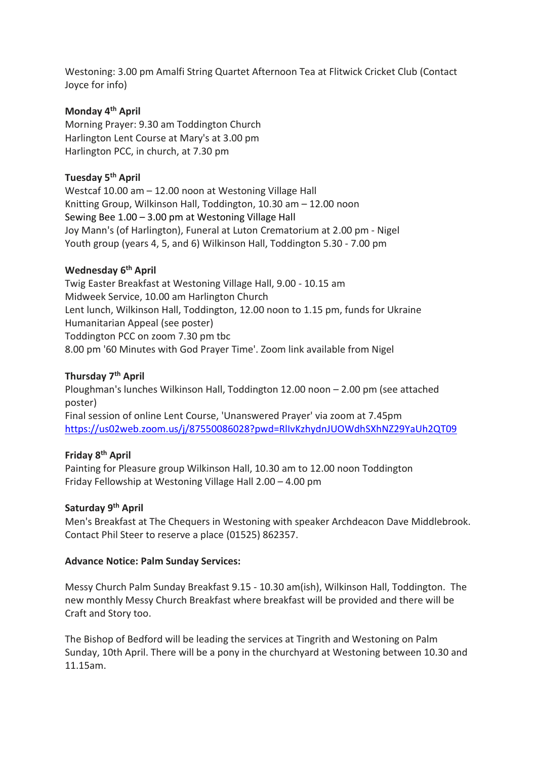Westoning: 3.00 pm Amalfi String Quartet Afternoon Tea at Flitwick Cricket Club (Contact Joyce for info)

**Monday 4th April**
Morning Prayer: 9.30 am Toddington Church
Harlington Lent Course at Mary's at 3.00 pm
Harlington PCC, in church, at 7.30 pm

**Tuesday 5th April**
Westcaf 10.00 am – 12.00 noon at Westoning Village Hall
Knitting Group, Wilkinson Hall, Toddington, 10.30 am – 12.00 noon
Sewing Bee 1.00 – 3.00 pm at Westoning Village Hall
Joy Mann's (of Harlington), Funeral at Luton Crematorium at 2.00 pm - Nigel
Youth group (years 4, 5, and 6) Wilkinson Hall, Toddington 5.30 - 7.00 pm

**Wednesday 6th April**
Twig Easter Breakfast at Westoning Village Hall, 9.00 - 10.15 am
Midweek Service, 10.00 am Harlington Church
Lent lunch, Wilkinson Hall, Toddington, 12.00 noon to 1.15 pm, funds for Ukraine Humanitarian Appeal (see poster)
Toddington PCC on zoom 7.30 pm tbc
8.00 pm '60 Minutes with God Prayer Time'. Zoom link available from Nigel

**Thursday 7th April**
Ploughman's lunches Wilkinson Hall, Toddington 12.00 noon – 2.00 pm (see attached poster)
Final session of online Lent Course, 'Unanswered Prayer' via zoom at 7.45pm
https://us02web.zoom.us/j/87550086028?pwd=RllvKzhydnJUOWdhSXhNZ29YaUh2QT09

**Friday 8th April**
Painting for Pleasure group Wilkinson Hall, 10.30 am to 12.00 noon Toddington
Friday Fellowship at Westoning Village Hall 2.00 – 4.00 pm

**Saturday 9th April**
Men's Breakfast at The Chequers in Westoning with speaker Archdeacon Dave Middlebrook. Contact Phil Steer to reserve a place (01525) 862357.

**Advance Notice: Palm Sunday Services:**

Messy Church Palm Sunday Breakfast 9.15 - 10.30 am(ish), Wilkinson Hall, Toddington. The new monthly Messy Church Breakfast where breakfast will be provided and there will be Craft and Story too.

The Bishop of Bedford will be leading the services at Tingrith and Westoning on Palm Sunday, 10th April. There will be a pony in the churchyard at Westoning between 10.30 and 11.15am.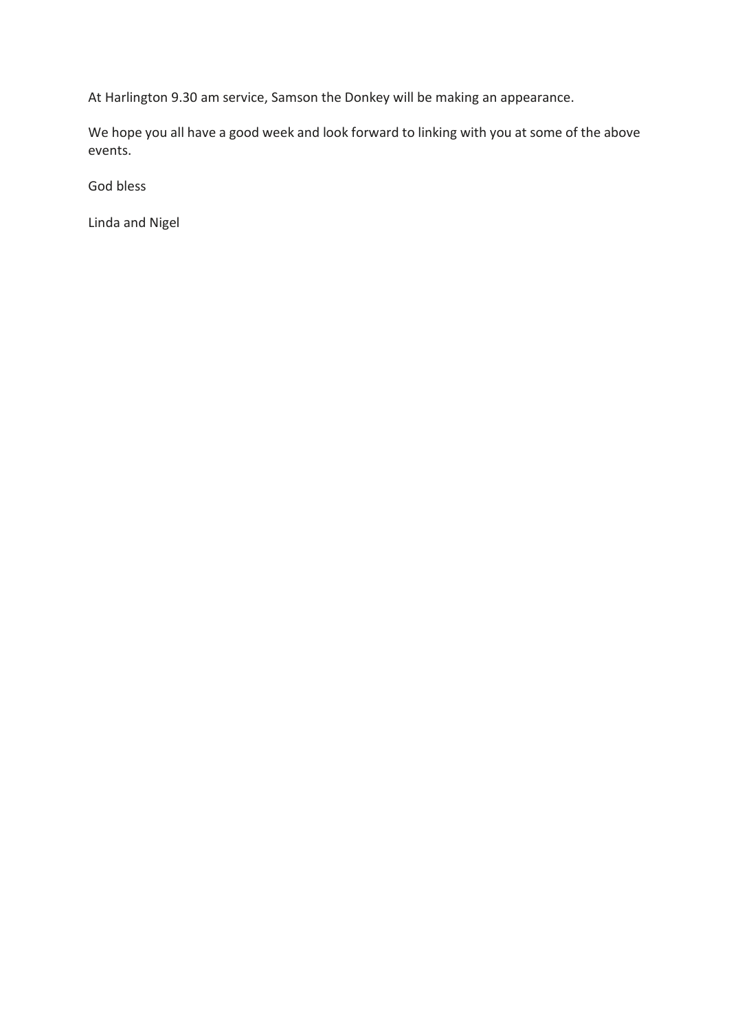At Harlington 9.30 am service, Samson the Donkey will be making an appearance.

We hope you all have a good week and look forward to linking with you at some of the above events.

God bless

Linda and Nigel